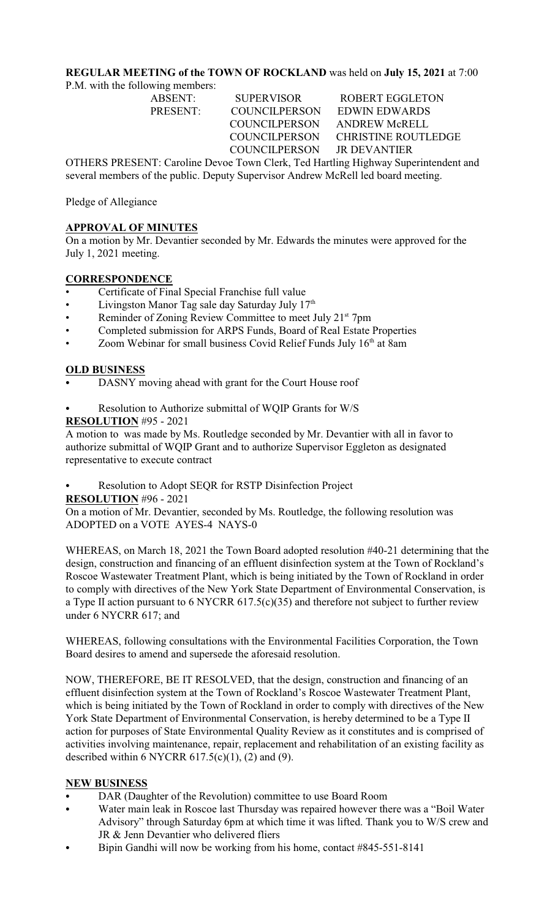**REGULAR MEETING of the TOWN OF ROCKLAND** was held on **July 15, 2021** at 7:00 P.M. with the following members:

| | | |
|---|---|---|
| ABSENT: | SUPERVISOR | ROBERT EGGLETON |
| PRESENT: | COUNCILPERSON | EDWIN EDWARDS |
| | COUNCILPERSON | ANDREW McRELL |
| | COUNCILPERSON | CHRISTINE ROUTLEDGE |
| | COUNCILPERSON | JR DEVANTIER |

OTHERS PRESENT: Caroline Devoe Town Clerk, Ted Hartling Highway Superintendent and several members of the public. Deputy Supervisor Andrew McRell led board meeting.

Pledge of Allegiance

## APPROVAL OF MINUTES

On a motion by Mr. Devantier seconded by Mr. Edwards the minutes were approved for the July 1, 2021 meeting.

## CORRESPONDENCE

- Certificate of Final Special Franchise full value
- Livingston Manor Tag sale day Saturday July 17th
- Reminder of Zoning Review Committee to meet July 21st 7pm
- Completed submission for ARPS Funds, Board of Real Estate Properties
- Zoom Webinar for small business Covid Relief Funds July 16th at 8am

## OLD BUSINESS

- DASNY moving ahead with grant for the Court House roof
- Resolution to Authorize submittal of WQIP Grants for W/S

**RESOLUTION** #95 - 2021

A motion to was made by Ms. Routledge seconded by Mr. Devantier with all in favor to authorize submittal of WQIP Grant and to authorize Supervisor Eggleton as designated representative to execute contract

- Resolution to Adopt SEQR for RSTP Disinfection Project

**RESOLUTION** #96 - 2021

On a motion of Mr. Devantier, seconded by Ms. Routledge, the following resolution was ADOPTED on a VOTE AYES-4 NAYS-0

WHEREAS, on March 18, 2021 the Town Board adopted resolution #40-21 determining that the design, construction and financing of an effluent disinfection system at the Town of Rockland's Roscoe Wastewater Treatment Plant, which is being initiated by the Town of Rockland in order to comply with directives of the New York State Department of Environmental Conservation, is a Type II action pursuant to 6 NYCRR 617.5(c)(35) and therefore not subject to further review under 6 NYCRR 617; and

WHEREAS, following consultations with the Environmental Facilities Corporation, the Town Board desires to amend and supersede the aforesaid resolution.

NOW, THEREFORE, BE IT RESOLVED, that the design, construction and financing of an effluent disinfection system at the Town of Rockland's Roscoe Wastewater Treatment Plant, which is being initiated by the Town of Rockland in order to comply with directives of the New York State Department of Environmental Conservation, is hereby determined to be a Type II action for purposes of State Environmental Quality Review as it constitutes and is comprised of activities involving maintenance, repair, replacement and rehabilitation of an existing facility as described within 6 NYCRR 617.5(c)(1), (2) and (9).

## NEW BUSINESS

- DAR (Daughter of the Revolution) committee to use Board Room
- Water main leak in Roscoe last Thursday was repaired however there was a "Boil Water Advisory" through Saturday 6pm at which time it was lifted. Thank you to W/S crew and JR & Jenn Devantier who delivered fliers
- Bipin Gandhi will now be working from his home, contact #845-551-8141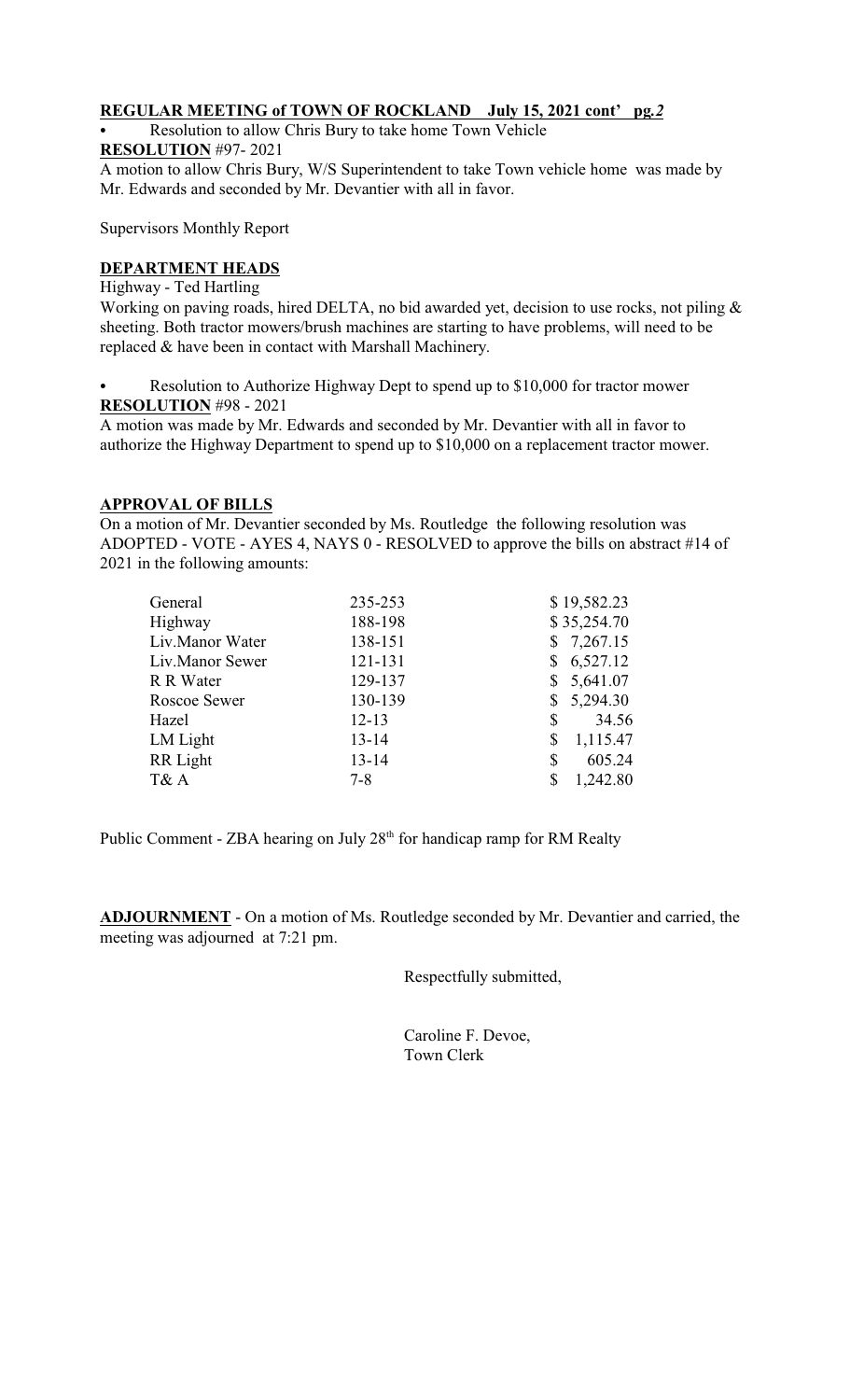**REGULAR MEETING of TOWN OF ROCKLAND July 15, 2021 cont' pg.*2***

- Resolution to allow Chris Bury to take home Town Vehicle

**RESOLUTION** #97- 2021

A motion to allow Chris Bury, W/S Superintendent to take Town vehicle home was made by Mr. Edwards and seconded by Mr. Devantier with all in favor.

Supervisors Monthly Report

**DEPARTMENT HEADS**

Highway - Ted Hartling

Working on paving roads, hired DELTA, no bid awarded yet, decision to use rocks, not piling & sheeting. Both tractor mowers/brush machines are starting to have problems, will need to be replaced & have been in contact with Marshall Machinery.

- Resolution to Authorize Highway Dept to spend up to $10,000 for tractor mower

**RESOLUTION** #98 - 2021

A motion was made by Mr. Edwards and seconded by Mr. Devantier with all in favor to authorize the Highway Department to spend up to $10,000 on a replacement tractor mower.

**APPROVAL OF BILLS**

On a motion of Mr. Devantier seconded by Ms. Routledge the following resolution was ADOPTED - VOTE - AYES 4, NAYS 0 - RESOLVED to approve the bills on abstract #14 of 2021 in the following amounts:

| | | |
|---|---|---|
| General | 235-253 | $ 19,582.23 |
| Highway | 188-198 | $ 35,254.70 |
| Liv.Manor Water | 138-151 | $ 7,267.15 |
| Liv.Manor Sewer | 121-131 | $ 6,527.12 |
| R R Water | 129-137 | $ 5,641.07 |
| Roscoe Sewer | 130-139 | $ 5,294.30 |
| Hazel | 12-13 | $ 34.56 |
| LM Light | 13-14 | $ 1,115.47 |
| RR Light | 13-14 | $ 605.24 |
| T& A | 7-8 | $ 1,242.80 |

Public Comment - ZBA hearing on July 28th for handicap ramp for RM Realty

**ADJOURNMENT** - On a motion of Ms. Routledge seconded by Mr. Devantier and carried, the meeting was adjourned at 7:21 pm.

Respectfully submitted,

Caroline F. Devoe,
Town Clerk